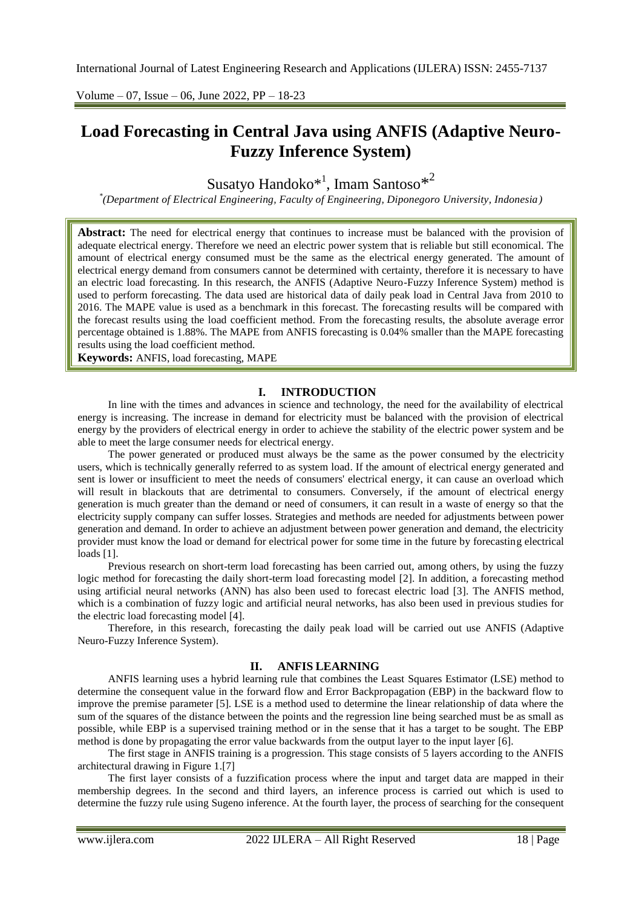# Load Forecasting in Central Java using ANFIS (Adaptive Neuro-Fuzzy Inference System)

Susatyo Handoko*[1], Imam Santoso*[2]

*(Department of Electrical Engineering, Faculty of Engineering, Diponegoro University, Indonesia)*

**Abstract:** The need for electrical energy that continues to increase must be balanced with the provision of adequate electrical energy. Therefore we need an electric power system that is reliable but still economical. The amount of electrical energy consumed must be the same as the electrical energy generated. The amount of electrical energy demand from consumers cannot be determined with certainty, therefore it is necessary to have an electric load forecasting. In this research, the ANFIS (Adaptive Neuro-Fuzzy Inference System) method is used to perform forecasting. The data used are historical data of daily peak load in Central Java from 2010 to 2016. The MAPE value is used as a benchmark in this forecast. The forecasting results will be compared with the forecast results using the load coefficient method. From the forecasting results, the absolute average error percentage obtained is 1.88%. The MAPE from ANFIS forecasting is 0.04% smaller than the MAPE forecasting results using the load coefficient method.

**Keywords:** ANFIS, load forecasting, MAPE

## I. INTRODUCTION

In line with the times and advances in science and technology, the need for the availability of electrical energy is increasing. The increase in demand for electricity must be balanced with the provision of electrical energy by the providers of electrical energy in order to achieve the stability of the electric power system and be able to meet the large consumer needs for electrical energy.

The power generated or produced must always be the same as the power consumed by the electricity users, which is technically generally referred to as system load. If the amount of electrical energy generated and sent is lower or insufficient to meet the needs of consumers' electrical energy, it can cause an overload which will result in blackouts that are detrimental to consumers. Conversely, if the amount of electrical energy generation is much greater than the demand or need of consumers, it can result in a waste of energy so that the electricity supply company can suffer losses. Strategies and methods are needed for adjustments between power generation and demand. In order to achieve an adjustment between power generation and demand, the electricity provider must know the load or demand for electrical power for some time in the future by forecasting electrical loads [1].

Previous research on short-term load forecasting has been carried out, among others, by using the fuzzy logic method for forecasting the daily short-term load forecasting model [2]. In addition, a forecasting method using artificial neural networks (ANN) has also been used to forecast electric load [3]. The ANFIS method, which is a combination of fuzzy logic and artificial neural networks, has also been used in previous studies for the electric load forecasting model [4].

Therefore, in this research, forecasting the daily peak load will be carried out use ANFIS (Adaptive Neuro-Fuzzy Inference System).

## II. ANFIS LEARNING

ANFIS learning uses a hybrid learning rule that combines the Least Squares Estimator (LSE) method to determine the consequent value in the forward flow and Error Backpropagation (EBP) in the backward flow to improve the premise parameter [5]. LSE is a method used to determine the linear relationship of data where the sum of the squares of the distance between the points and the regression line being searched must be as small as possible, while EBP is a supervised training method or in the sense that it has a target to be sought. The EBP method is done by propagating the error value backwards from the output layer to the input layer [6].

The first stage in ANFIS training is a progression. This stage consists of 5 layers according to the ANFIS architectural drawing in Figure 1.[7]

The first layer consists of a fuzzification process where the input and target data are mapped in their membership degrees. In the second and third layers, an inference process is carried out which is used to determine the fuzzy rule using Sugeno inference. At the fourth layer, the process of searching for the consequent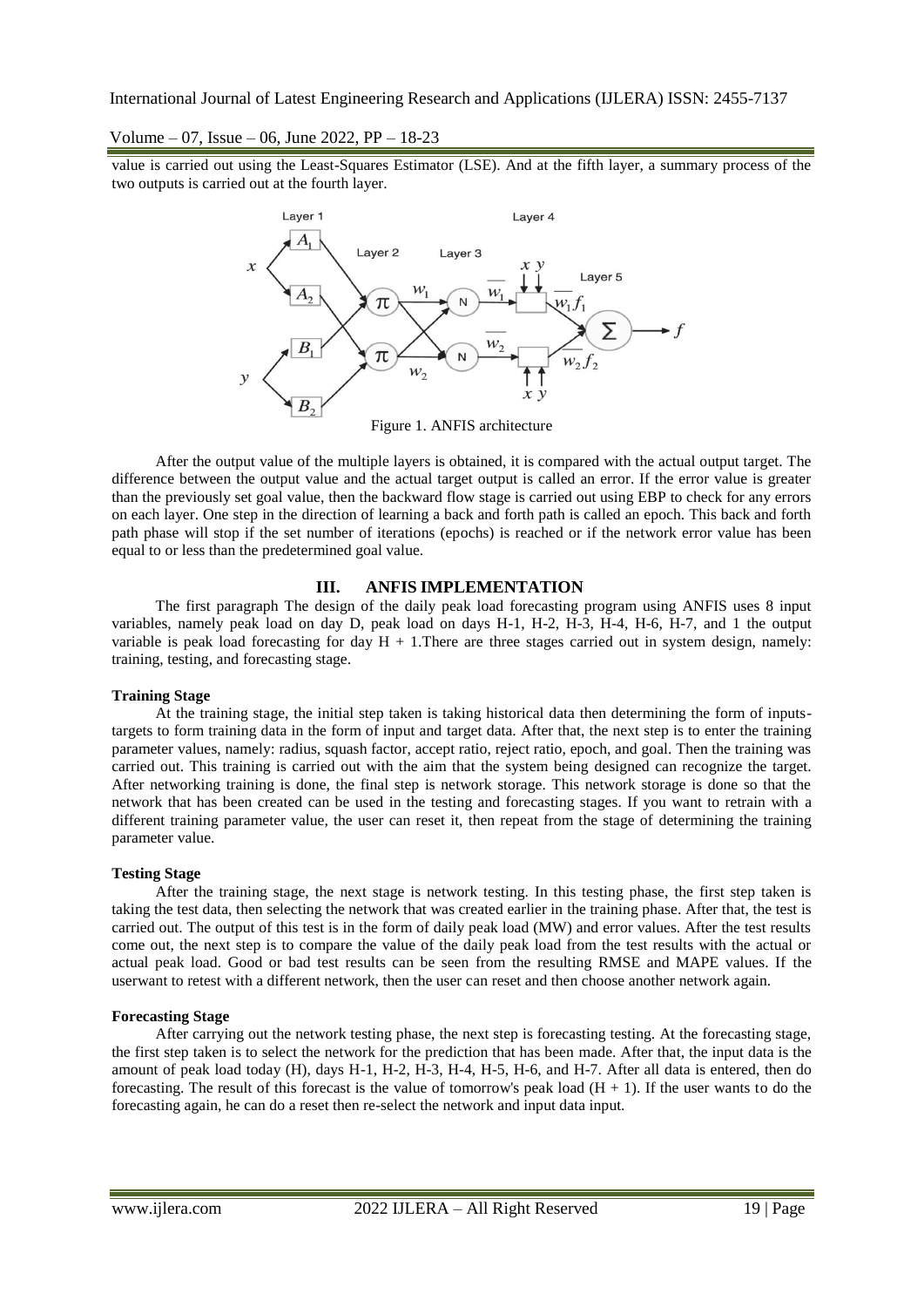value is carried out using the Least-Squares Estimator (LSE). And at the fifth layer, a summary process of the two outputs is carried out at the fourth layer.

Figure 1. ANFIS architecture

After the output value of the multiple layers is obtained, it is compared with the actual output target. The difference between the output value and the actual target output is called an error. If the error value is greater than the previously set goal value, then the backward flow stage is carried out using EBP to check for any errors on each layer. One step in the direction of learning a back and forth path is called an epoch. This back and forth path phase will stop if the set number of iterations (epochs) is reached or if the network error value has been equal to or less than the predetermined goal value.

## III. ANFIS IMPLEMENTATION

The first paragraph The design of the daily peak load forecasting program using ANFIS uses 8 input variables, namely peak load on day D, peak load on days H-1, H-2, H-3, H-4, H-6, H-7, and 1 the output variable is peak load forecasting for day H + 1.There are three stages carried out in system design, namely: training, testing, and forecasting stage.

**Training Stage**

At the training stage, the initial step taken is taking historical data then determining the form of inputs-targets to form training data in the form of input and target data. After that, the next step is to enter the training parameter values, namely: radius, squash factor, accept ratio, reject ratio, epoch, and goal. Then the training was carried out. This training is carried out with the aim that the system being designed can recognize the target. After networking training is done, the final step is network storage. This network storage is done so that the network that has been created can be used in the testing and forecasting stages. If you want to retrain with a different training parameter value, the user can reset it, then repeat from the stage of determining the training parameter value.

**Testing Stage**

After the training stage, the next stage is network testing. In this testing phase, the first step taken is taking the test data, then selecting the network that was created earlier in the training phase. After that, the test is carried out. The output of this test is in the form of daily peak load (MW) and error values. After the test results come out, the next step is to compare the value of the daily peak load from the test results with the actual or actual peak load. Good or bad test results can be seen from the resulting RMSE and MAPE values. If the userwant to retest with a different network, then the user can reset and then choose another network again.

**Forecasting Stage**

After carrying out the network testing phase, the next step is forecasting testing. At the forecasting stage, the first step taken is to select the network for the prediction that has been made. After that, the input data is the amount of peak load today (H), days H-1, H-2, H-3, H-4, H-5, H-6, and H-7. After all data is entered, then do forecasting. The result of this forecast is the value of tomorrow's peak load (H + 1). If the user wants to do the forecasting again, he can do a reset then re-select the network and input data input.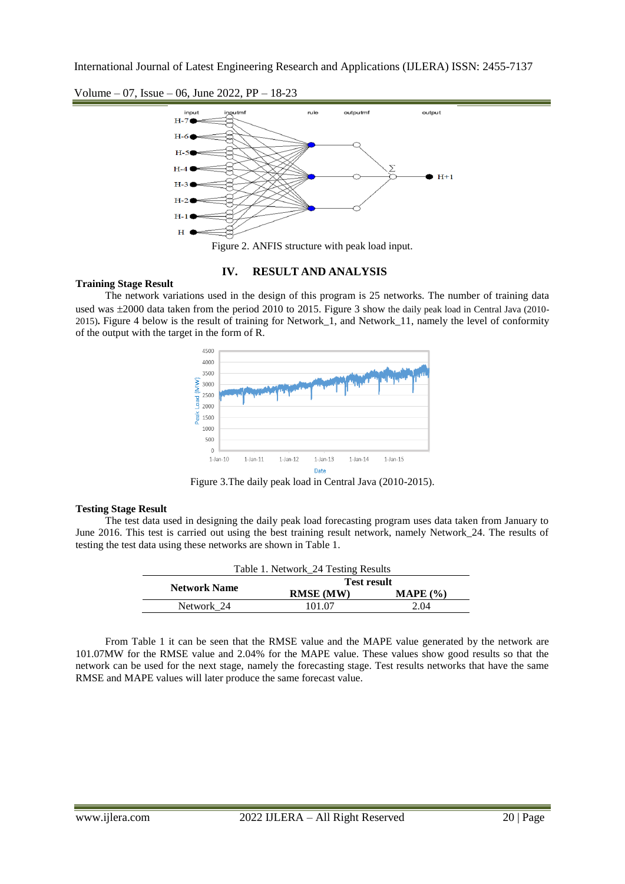Figure 2. ANFIS structure with peak load input.

## IV. RESULT AND ANALYSIS

**Training Stage Result**

The network variations used in the design of this program is 25 networks. The number of training data used was ±2000 data taken from the period 2010 to 2015. Figure 3 show the daily peak load in Central Java (2010-2015). Figure 4 below is the result of training for Network_1, and Network_11, namely the level of conformity of the output with the target in the form of R.

Figure 3.The daily peak load in Central Java (2010-2015).

**Testing Stage Result**

The test data used in designing the daily peak load forecasting program uses data taken from January to June 2016. This test is carried out using the best training result network, namely Network_24. The results of testing the test data using these networks are shown in Table 1.

Table 1. Network_24 Testing Results

| Network Name | Test result | |
|---|---|---|
| | RMSE (MW) | MAPE (%) |
| Network_24 | 101.07 | 2.04 |

From Table 1 it can be seen that the RMSE value and the MAPE value generated by the network are 101.07MW for the RMSE value and 2.04% for the MAPE value. These values show good results so that the network can be used for the next stage, namely the forecasting stage. Test results networks that have the same RMSE and MAPE values will later produce the same forecast value.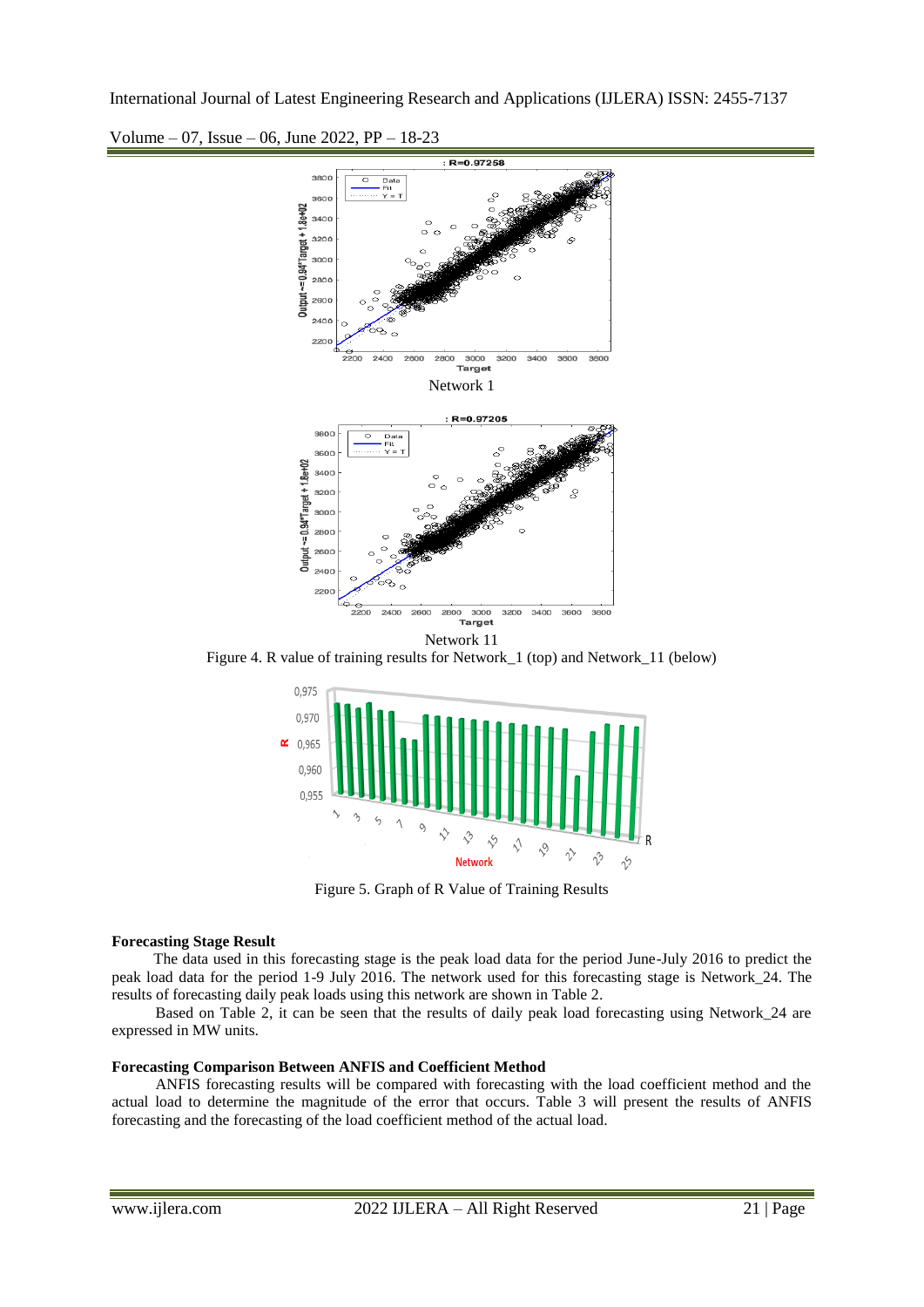Network 1

Network 11

Figure 4. R value of training results for Network_1 (top) and Network_11 (below)

Figure 5. Graph of R Value of Training Results

**Forecasting Stage Result**

The data used in this forecasting stage is the peak load data for the period June-July 2016 to predict the peak load data for the period 1-9 July 2016. The network used for this forecasting stage is Network_24. The results of forecasting daily peak loads using this network are shown in Table 2.

Based on Table 2, it can be seen that the results of daily peak load forecasting using Network_24 are expressed in MW units.

**Forecasting Comparison Between ANFIS and Coefficient Method**

ANFIS forecasting results will be compared with forecasting with the load coefficient method and the actual load to determine the magnitude of the error that occurs. Table 3 will present the results of ANFIS forecasting and the forecasting of the load coefficient method of the actual load.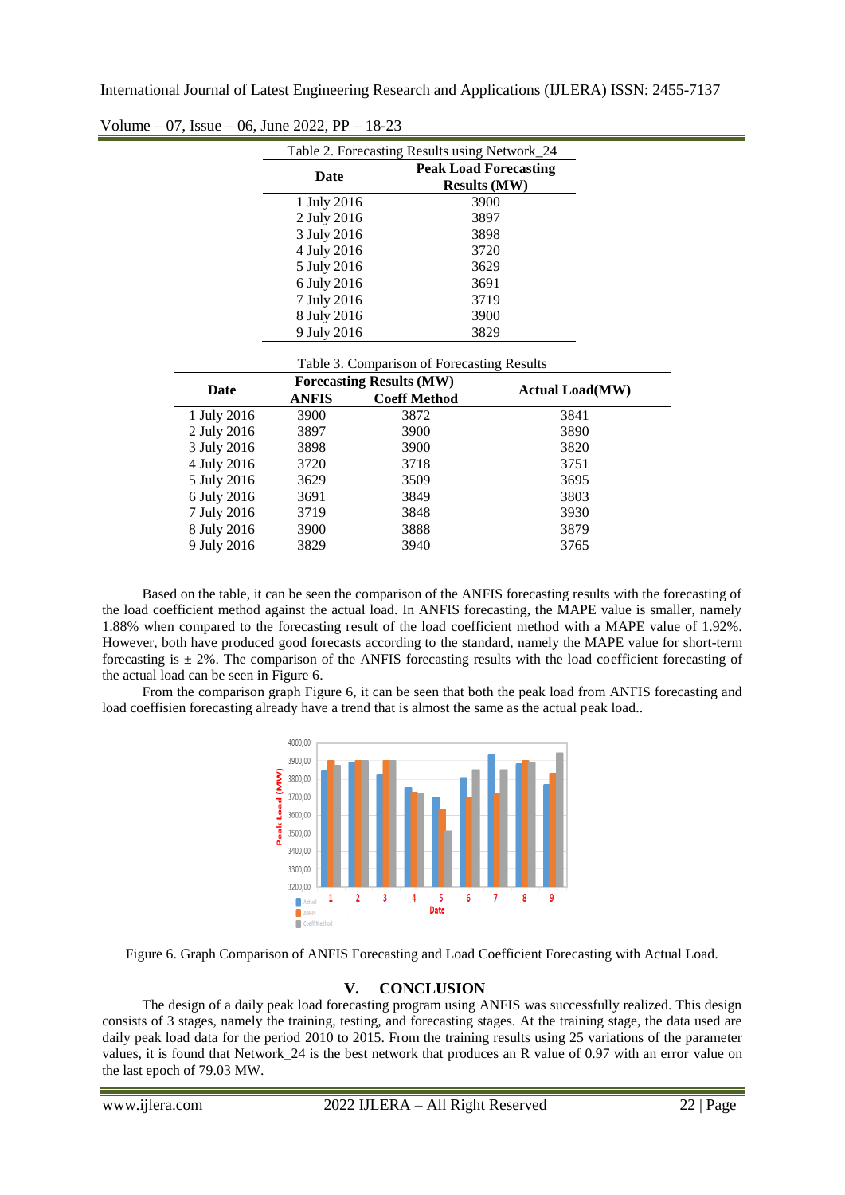Table 2. Forecasting Results using Network_24

| Date | Peak Load Forecasting Results (MW) |
|---|---|
| 1 July 2016 | 3900 |
| 2 July 2016 | 3897 |
| 3 July 2016 | 3898 |
| 4 July 2016 | 3720 |
| 5 July 2016 | 3629 |
| 6 July 2016 | 3691 |
| 7 July 2016 | 3719 |
| 8 July 2016 | 3900 |
| 9 July 2016 | 3829 |

Table 3. Comparison of Forecasting Results

| Date | Forecasting Results (MW) | | Actual Load(MW) |
|---|---|---|---|
| | ANFIS | Coeff Method | |
| 1 July 2016 | 3900 | 3872 | 3841 |
| 2 July 2016 | 3897 | 3900 | 3890 |
| 3 July 2016 | 3898 | 3900 | 3820 |
| 4 July 2016 | 3720 | 3718 | 3751 |
| 5 July 2016 | 3629 | 3509 | 3695 |
| 6 July 2016 | 3691 | 3849 | 3803 |
| 7 July 2016 | 3719 | 3848 | 3930 |
| 8 July 2016 | 3900 | 3888 | 3879 |
| 9 July 2016 | 3829 | 3940 | 3765 |

Based on the table, it can be seen the comparison of the ANFIS forecasting results with the forecasting of the load coefficient method against the actual load. In ANFIS forecasting, the MAPE value is smaller, namely 1.88% when compared to the forecasting result of the load coefficient method with a MAPE value of 1.92%. However, both have produced good forecasts according to the standard, namely the MAPE value for short-term forecasting is ± 2%. The comparison of the ANFIS forecasting results with the load coefficient forecasting of the actual load can be seen in Figure 6.

From the comparison graph Figure 6, it can be seen that both the peak load from ANFIS forecasting and load coeffisien forecasting already have a trend that is almost the same as the actual peak load..

Figure 6. Graph Comparison of ANFIS Forecasting and Load Coefficient Forecasting with Actual Load.

## V. CONCLUSION

The design of a daily peak load forecasting program using ANFIS was successfully realized. This design consists of 3 stages, namely the training, testing, and forecasting stages. At the training stage, the data used are daily peak load data for the period 2010 to 2015. From the training results using 25 variations of the parameter values, it is found that Network_24 is the best network that produces an R value of 0.97 with an error value on the last epoch of 79.03 MW.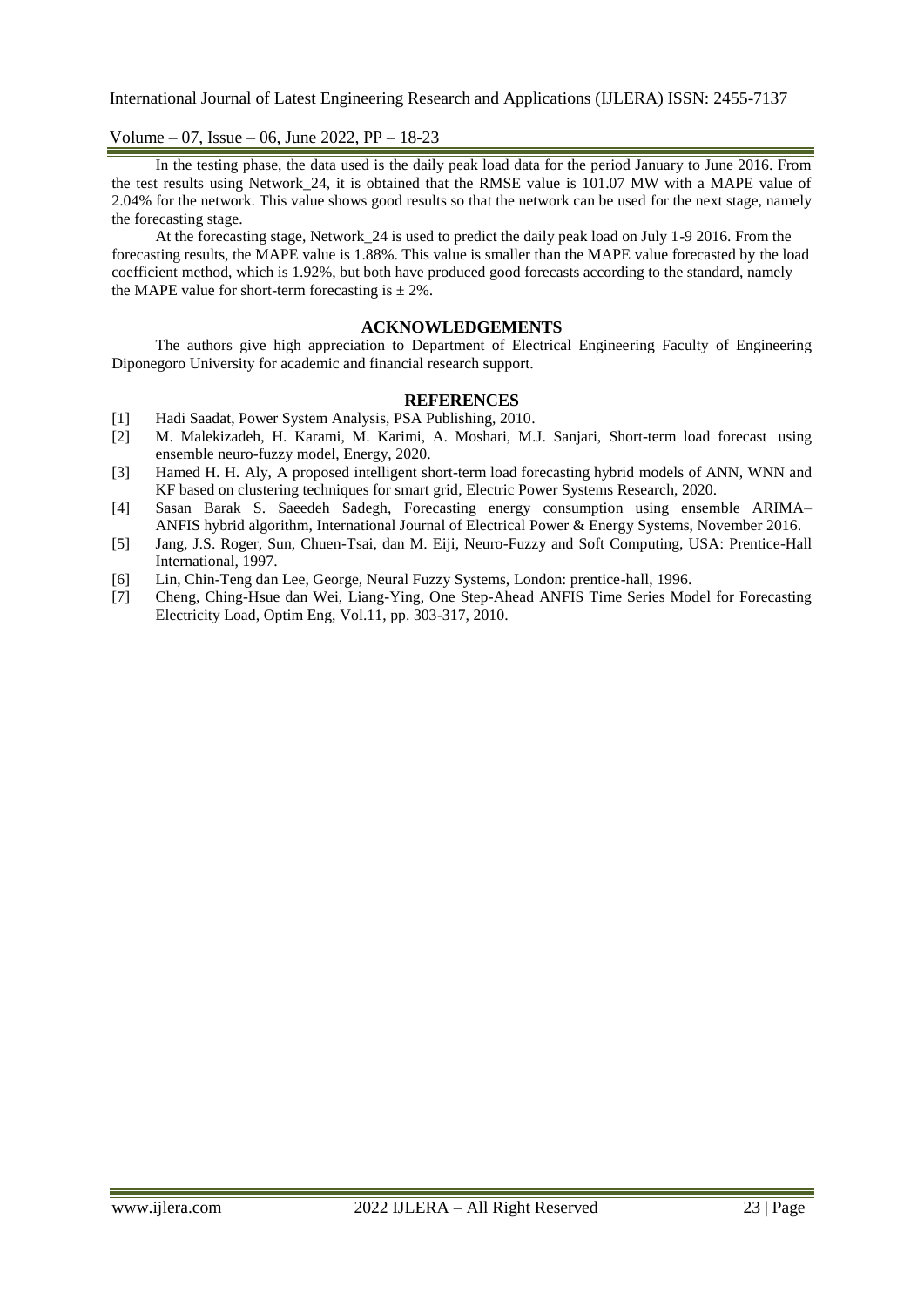In the testing phase, the data used is the daily peak load data for the period January to June 2016. From the test results using Network_24, it is obtained that the RMSE value is 101.07 MW with a MAPE value of 2.04% for the network. This value shows good results so that the network can be used for the next stage, namely the forecasting stage.

At the forecasting stage, Network_24 is used to predict the daily peak load on July 1-9 2016. From the forecasting results, the MAPE value is 1.88%. This value is smaller than the MAPE value forecasted by the load coefficient method, which is 1.92%, but both have produced good forecasts according to the standard, namely the MAPE value for short-term forecasting is $\pm$ 2%.

## ACKNOWLEDGEMENTS

The authors give high appreciation to Department of Electrical Engineering Faculty of Engineering Diponegoro University for academic and financial research support.

## REFERENCES

[1] Hadi Saadat, Power System Analysis, PSA Publishing, 2010.

[2] M. Malekizadeh, H. Karami, M. Karimi, A. Moshari, M.J. Sanjari, Short-term load forecast using ensemble neuro-fuzzy model, Energy, 2020.

[3] Hamed H. H. Aly, A proposed intelligent short-term load forecasting hybrid models of ANN, WNN and KF based on clustering techniques for smart grid, Electric Power Systems Research, 2020.

[4] Sasan Barak S. Saeedeh Sadegh, Forecasting energy consumption using ensemble ARIMA–ANFIS hybrid algorithm, International Journal of Electrical Power & Energy Systems, November 2016.

[5] Jang, J.S. Roger, Sun, Chuen-Tsai, dan M. Eiji, Neuro-Fuzzy and Soft Computing, USA: Prentice-Hall International, 1997.

[6] Lin, Chin-Teng dan Lee, George, Neural Fuzzy Systems, London: prentice-hall, 1996.

[7] Cheng, Ching-Hsue dan Wei, Liang-Ying, One Step-Ahead ANFIS Time Series Model for Forecasting Electricity Load, Optim Eng, Vol.11, pp. 303-317, 2010.